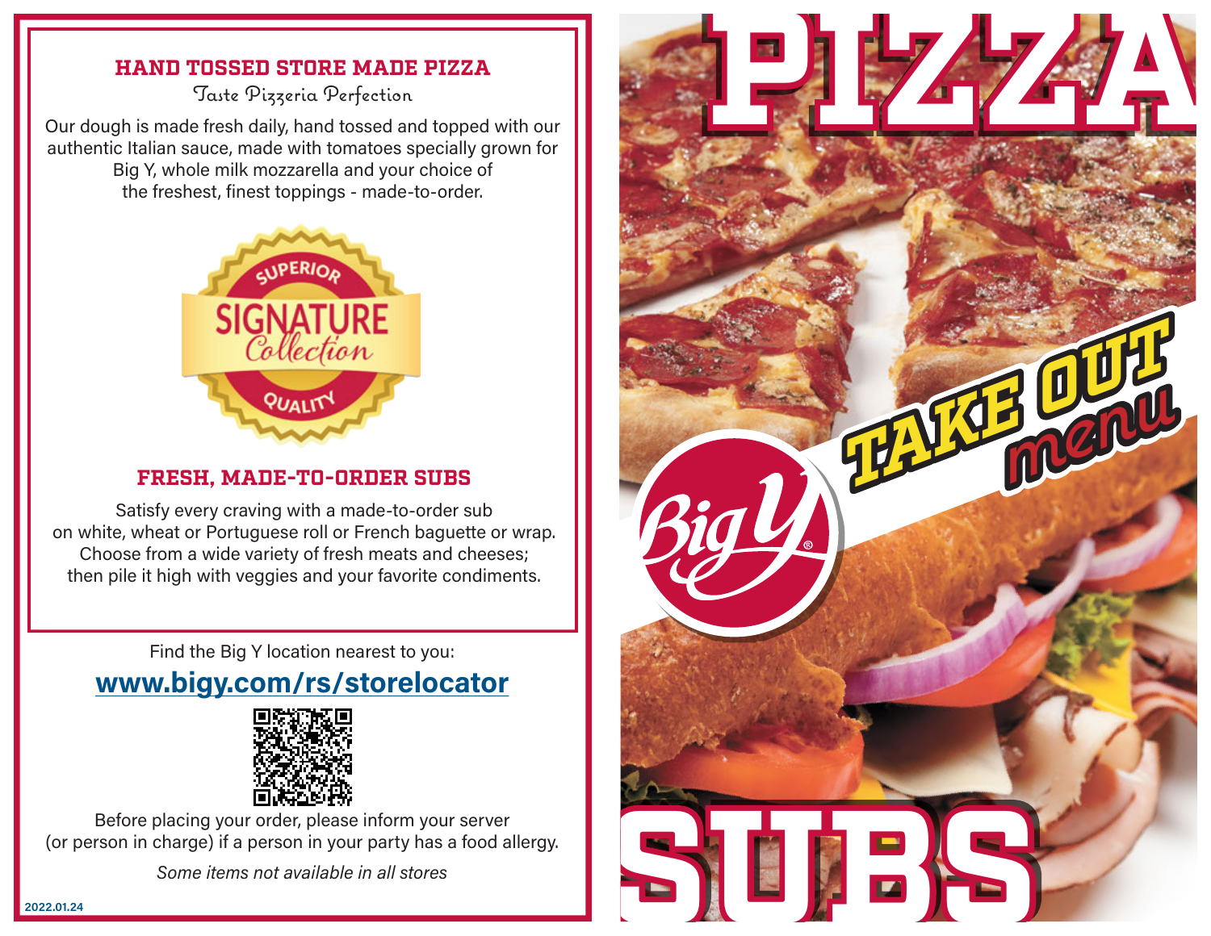## HAND TOSSED STORE MADE PIZZA

Taste Pizzeria Perfection

Our dough is made fresh daily, hand tossed and topped with our authentic Italian sauce, made with tomatoes specially grown for Big Y, whole milk mozzarella and your choice of the freshest, finest toppings - made-to-order.

SUPERIOR SIGNATURE Collection QUALITY

## FRESH, MADE-TO-ORDER SUBS

Satisfy every craving with a made-to-order sub on white, wheat or Portuguese roll or French baguette or wrap. Choose from a wide variety of fresh meats and cheeses; then pile it high with veggies and your favorite condiments.

Find the Big Y location nearest to you:

**www.bigy.com/rs/storelocator**

Before placing your order, please inform your server (or person in charge) if a person in your party has a food allergy.

*Some items not available in all stores*

2022.01.24

# PIZZA

## TAKE OUT *menu*

Big Y®

# SUBS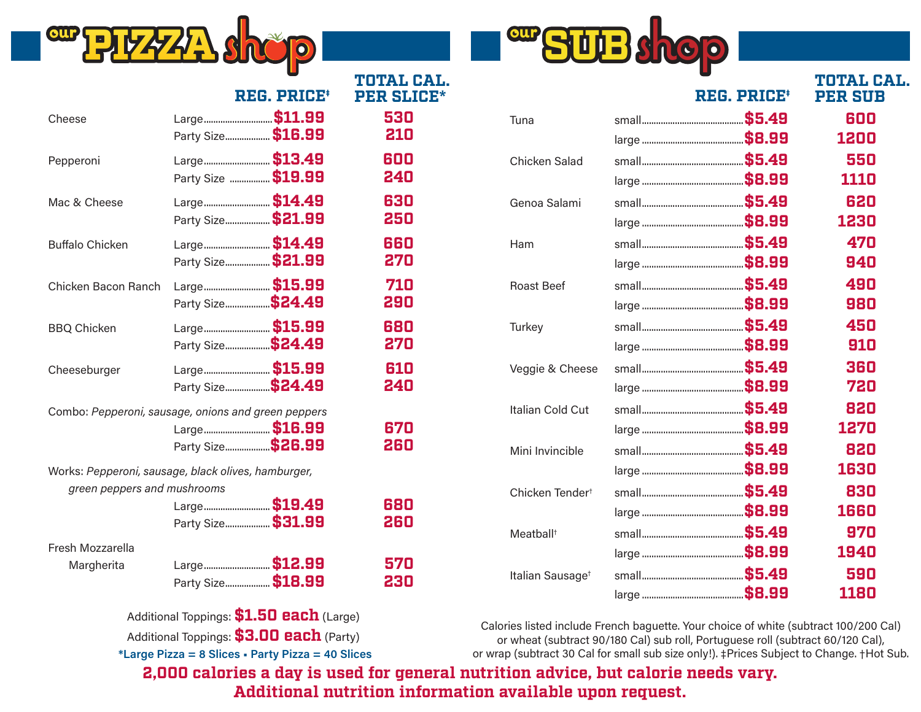# our PIZZA shop

| | | REG. PRICE‡ | TOTAL CAL. PER SLICE* |
|---|---|---|---|
| Cheese | Large | $11.99 | 530 |
| | Party Size | $16.99 | 210 |
| Pepperoni | Large | $13.49 | 600 |
| | Party Size | $19.99 | 240 |
| Mac & Cheese | Large | $14.49 | 630 |
| | Party Size | $21.99 | 250 |
| Buffalo Chicken | Large | $14.49 | 660 |
| | Party Size | $21.99 | 270 |
| Chicken Bacon Ranch | Large | $15.99 | 710 |
| | Party Size | $24.49 | 290 |
| BBQ Chicken | Large | $15.99 | 680 |
| | Party Size | $24.49 | 270 |
| Cheeseburger | Large | $15.99 | 610 |
| | Party Size | $24.49 | 240 |
| Combo: *Pepperoni, sausage, onions and green peppers* | Large | $16.99 | 670 |
| | Party Size | $26.99 | 260 |
| Works: *Pepperoni, sausage, black olives, hamburger, green peppers and mushrooms* | Large | $19.49 | 680 |
| | Party Size | $31.99 | 260 |
| Fresh Mozzarella Margherita | Large | $12.99 | 570 |
| | Party Size | $18.99 | 230 |

Additional Toppings: **$1.50 each** (Large)

Additional Toppings: **$3.00 each** (Party)

*Large Pizza = 8 Slices ▪ Party Pizza = 40 Slices

# our SUB shop

| | | REG. PRICE‡ | TOTAL CAL. PER SUB |
|---|---|---|---|
| Tuna | small | $5.49 | 600 |
| | large | $8.99 | 1200 |
| Chicken Salad | small | $5.49 | 550 |
| | large | $8.99 | 1110 |
| Genoa Salami | small | $5.49 | 620 |
| | large | $8.99 | 1230 |
| Ham | small | $5.49 | 470 |
| | large | $8.99 | 940 |
| Roast Beef | small | $5.49 | 490 |
| | large | $8.99 | 980 |
| Turkey | small | $5.49 | 450 |
| | large | $8.99 | 910 |
| Veggie & Cheese | small | $5.49 | 360 |
| | large | $8.99 | 720 |
| Italian Cold Cut | small | $5.49 | 820 |
| | large | $8.99 | 1270 |
| Mini Invincible | small | $5.49 | 820 |
| | large | $8.99 | 1630 |
| Chicken Tender† | small | $5.49 | 830 |
| | large | $8.99 | 1660 |
| Meatball† | small | $5.49 | 970 |
| | large | $8.99 | 1940 |
| Italian Sausage† | small | $5.49 | 590 |
| | large | $8.99 | 1180 |

Calories listed include French baguette. Your choice of white (subtract 100/200 Cal) or wheat (subtract 90/180 Cal) sub roll, Portuguese roll (subtract 60/120 Cal), or wrap (subtract 30 Cal for small sub size only!). ‡Prices Subject to Change. †Hot Sub.

**2,000 calories a day is used for general nutrition advice, but calorie needs vary.**
**Additional nutrition information available upon request.**